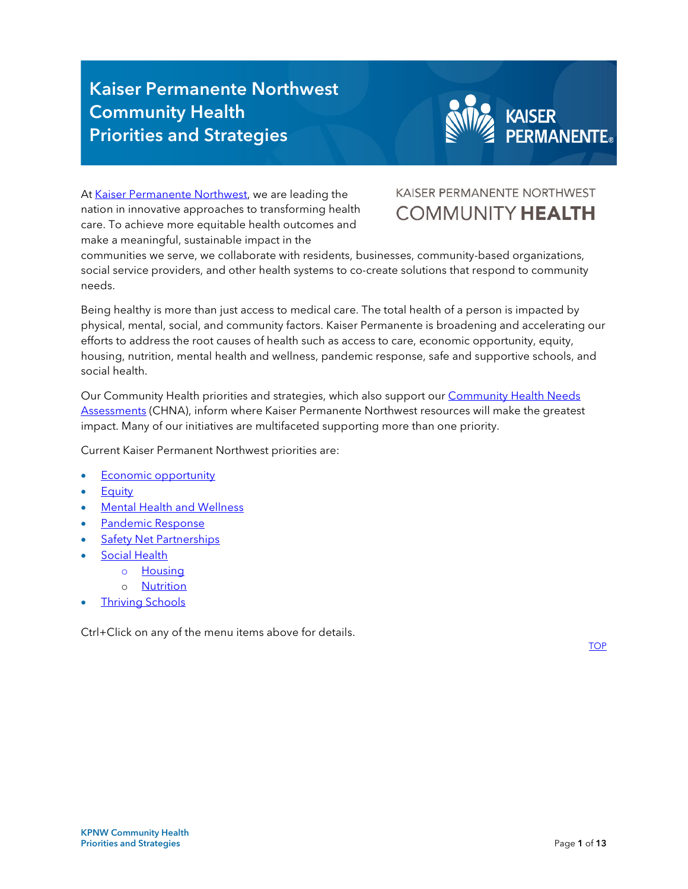# Kaiser Permanente Northwest Community Health Priorities and Strategies

KAISER PERMANENTE NORTHWEST COMMUNITY **HEALTH**

At Kaiser Permanente Northwest, we are leading the nation in innovative approaches to transforming health care. To achieve more equitable health outcomes and make a meaningful, sustainable impact in the communities we serve, we collaborate with residents, businesses, community-based organizations, social service providers, and other health systems to co-create solutions that respond to community needs.

Being healthy is more than just access to medical care. The total health of a person is impacted by physical, mental, social, and community factors. Kaiser Permanente is broadening and accelerating our efforts to address the root causes of health such as access to care, economic opportunity, equity, housing, nutrition, mental health and wellness, pandemic response, safe and supportive schools, and social health.

Our Community Health priorities and strategies, which also support our Community Health Needs Assessments (CHNA), inform where Kaiser Permanente Northwest resources will make the greatest impact. Many of our initiatives are multifaceted supporting more than one priority.

Current Kaiser Permanent Northwest priorities are:

- Economic opportunity
- Equity
- Mental Health and Wellness
- Pandemic Response
- Safety Net Partnerships
- Social Health
  - Housing
  - Nutrition
- Thriving Schools

Ctrl+Click on any of the menu items above for details.

TOP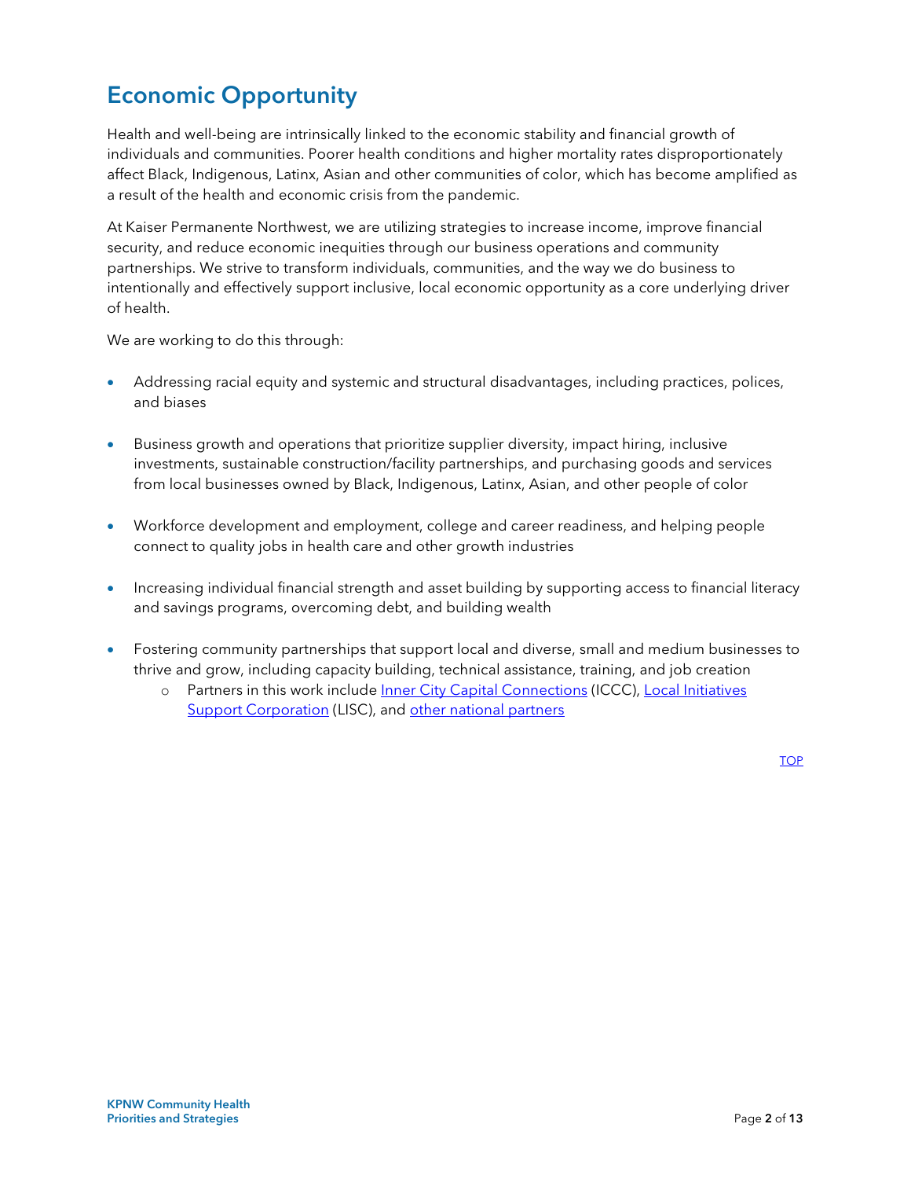## Economic Opportunity

Health and well-being are intrinsically linked to the economic stability and financial growth of individuals and communities. Poorer health conditions and higher mortality rates disproportionately affect Black, Indigenous, Latinx, Asian and other communities of color, which has become amplified as a result of the health and economic crisis from the pandemic.

At Kaiser Permanente Northwest, we are utilizing strategies to increase income, improve financial security, and reduce economic inequities through our business operations and community partnerships. We strive to transform individuals, communities, and the way we do business to intentionally and effectively support inclusive, local economic opportunity as a core underlying driver of health.

We are working to do this through:

- Addressing racial equity and systemic and structural disadvantages, including practices, polices, and biases
- Business growth and operations that prioritize supplier diversity, impact hiring, inclusive investments, sustainable construction/facility partnerships, and purchasing goods and services from local businesses owned by Black, Indigenous, Latinx, Asian, and other people of color
- Workforce development and employment, college and career readiness, and helping people connect to quality jobs in health care and other growth industries
- Increasing individual financial strength and asset building by supporting access to financial literacy and savings programs, overcoming debt, and building wealth
- Fostering community partnerships that support local and diverse, small and medium businesses to thrive and grow, including capacity building, technical assistance, training, and job creation
  - Partners in this work include Inner City Capital Connections (ICCC), Local Initiatives Support Corporation (LISC), and other national partners

TOP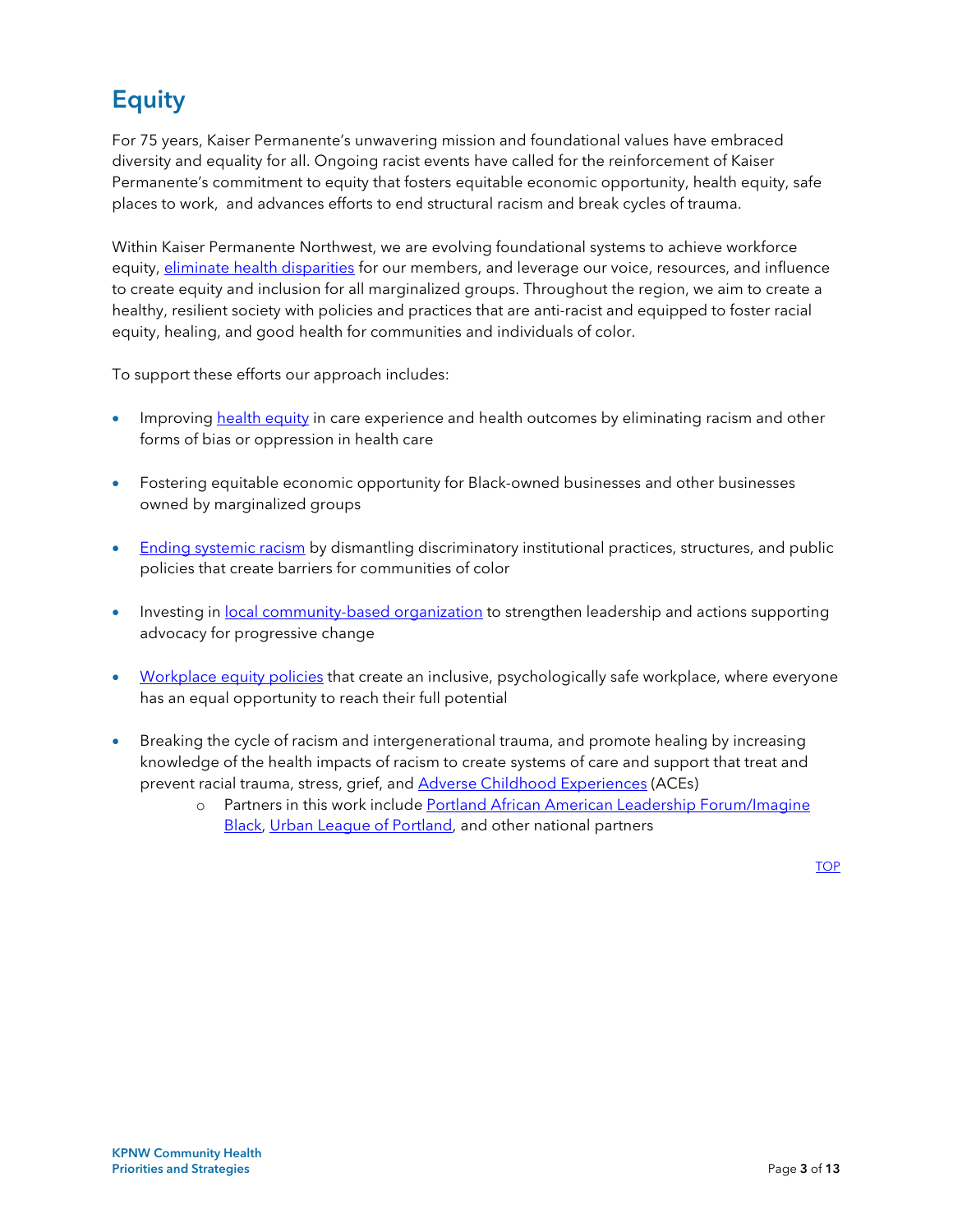# Equity

For 75 years, Kaiser Permanente's unwavering mission and foundational values have embraced diversity and equality for all. Ongoing racist events have called for the reinforcement of Kaiser Permanente's commitment to equity that fosters equitable economic opportunity, health equity, safe places to work, and advances efforts to end structural racism and break cycles of trauma.

Within Kaiser Permanente Northwest, we are evolving foundational systems to achieve workforce equity, eliminate health disparities for our members, and leverage our voice, resources, and influence to create equity and inclusion for all marginalized groups. Throughout the region, we aim to create a healthy, resilient society with policies and practices that are anti-racist and equipped to foster racial equity, healing, and good health for communities and individuals of color.

To support these efforts our approach includes:

- Improving health equity in care experience and health outcomes by eliminating racism and other forms of bias or oppression in health care
- Fostering equitable economic opportunity for Black-owned businesses and other businesses owned by marginalized groups
- Ending systemic racism by dismantling discriminatory institutional practices, structures, and public policies that create barriers for communities of color
- Investing in local community-based organization to strengthen leadership and actions supporting advocacy for progressive change
- Workplace equity policies that create an inclusive, psychologically safe workplace, where everyone has an equal opportunity to reach their full potential
- Breaking the cycle of racism and intergenerational trauma, and promote healing by increasing knowledge of the health impacts of racism to create systems of care and support that treat and prevent racial trauma, stress, grief, and Adverse Childhood Experiences (ACEs)
    - Partners in this work include Portland African American Leadership Forum/Imagine Black, Urban League of Portland, and other national partners

TOP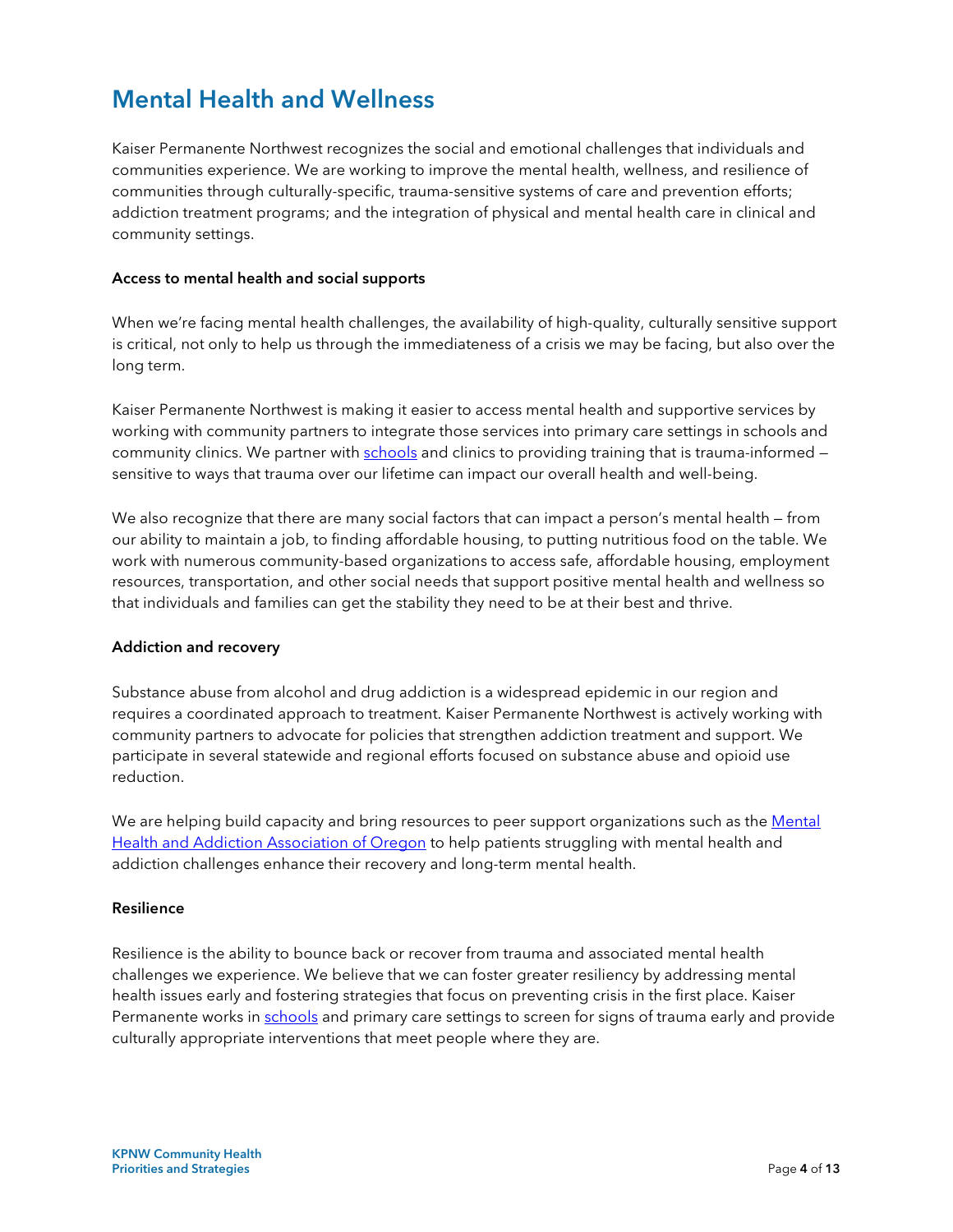# Mental Health and Wellness

Kaiser Permanente Northwest recognizes the social and emotional challenges that individuals and communities experience. We are working to improve the mental health, wellness, and resilience of communities through culturally-specific, trauma-sensitive systems of care and prevention efforts; addiction treatment programs; and the integration of physical and mental health care in clinical and community settings.

### Access to mental health and social supports

When we're facing mental health challenges, the availability of high-quality, culturally sensitive support is critical, not only to help us through the immediateness of a crisis we may be facing, but also over the long term.

Kaiser Permanente Northwest is making it easier to access mental health and supportive services by working with community partners to integrate those services into primary care settings in schools and community clinics. We partner with schools and clinics to providing training that is trauma-informed — sensitive to ways that trauma over our lifetime can impact our overall health and well-being.

We also recognize that there are many social factors that can impact a person's mental health — from our ability to maintain a job, to finding affordable housing, to putting nutritious food on the table. We work with numerous community-based organizations to access safe, affordable housing, employment resources, transportation, and other social needs that support positive mental health and wellness so that individuals and families can get the stability they need to be at their best and thrive.

### Addiction and recovery

Substance abuse from alcohol and drug addiction is a widespread epidemic in our region and requires a coordinated approach to treatment. Kaiser Permanente Northwest is actively working with community partners to advocate for policies that strengthen addiction treatment and support. We participate in several statewide and regional efforts focused on substance abuse and opioid use reduction.

We are helping build capacity and bring resources to peer support organizations such as the Mental Health and Addiction Association of Oregon to help patients struggling with mental health and addiction challenges enhance their recovery and long-term mental health.

### Resilience

Resilience is the ability to bounce back or recover from trauma and associated mental health challenges we experience. We believe that we can foster greater resiliency by addressing mental health issues early and fostering strategies that focus on preventing crisis in the first place. Kaiser Permanente works in schools and primary care settings to screen for signs of trauma early and provide culturally appropriate interventions that meet people where they are.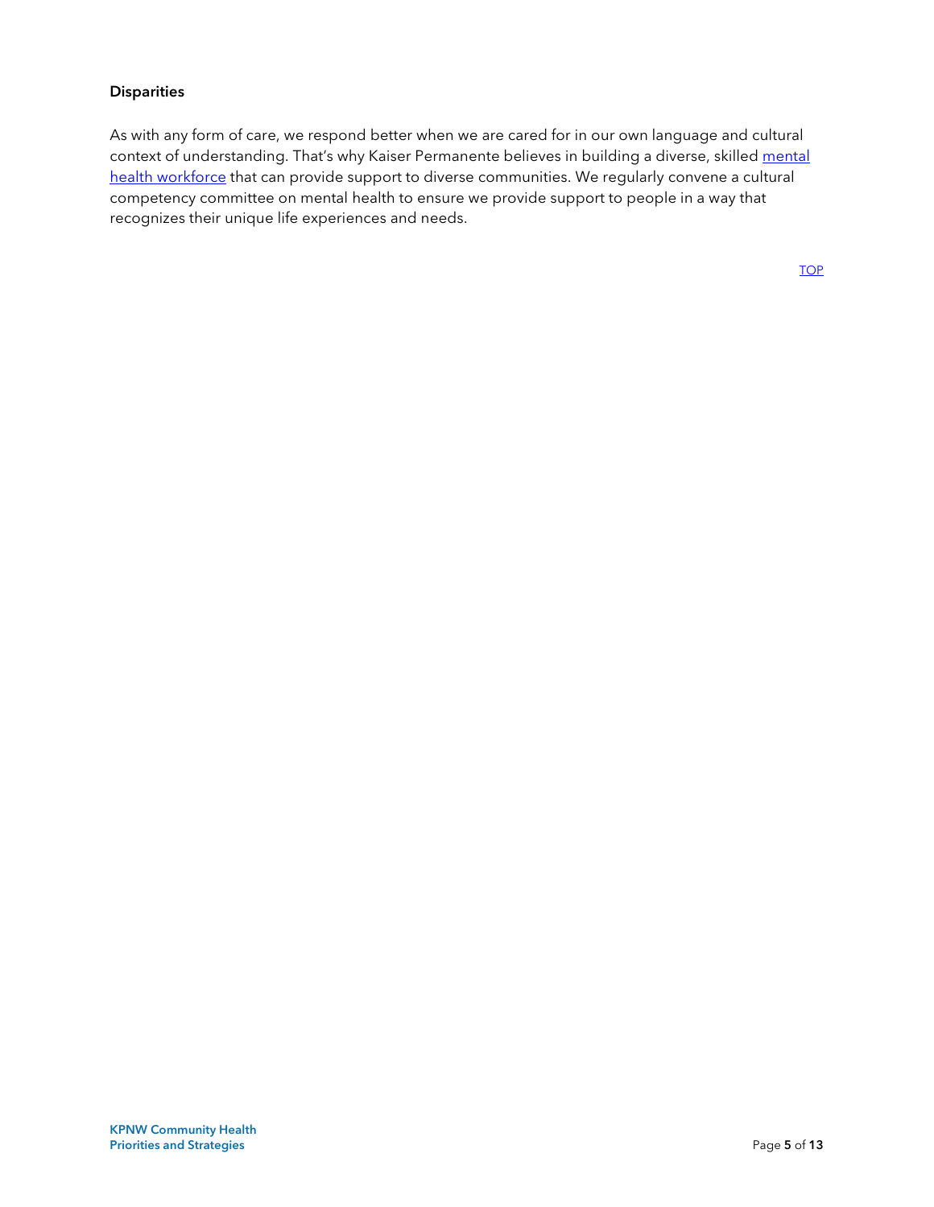### Disparities

As with any form of care, we respond better when we are cared for in our own language and cultural context of understanding. That's why Kaiser Permanente believes in building a diverse, skilled [mental health workforce]() that can provide support to diverse communities. We regularly convene a cultural competency committee on mental health to ensure we provide support to people in a way that recognizes their unique life experiences and needs.

[TOP]()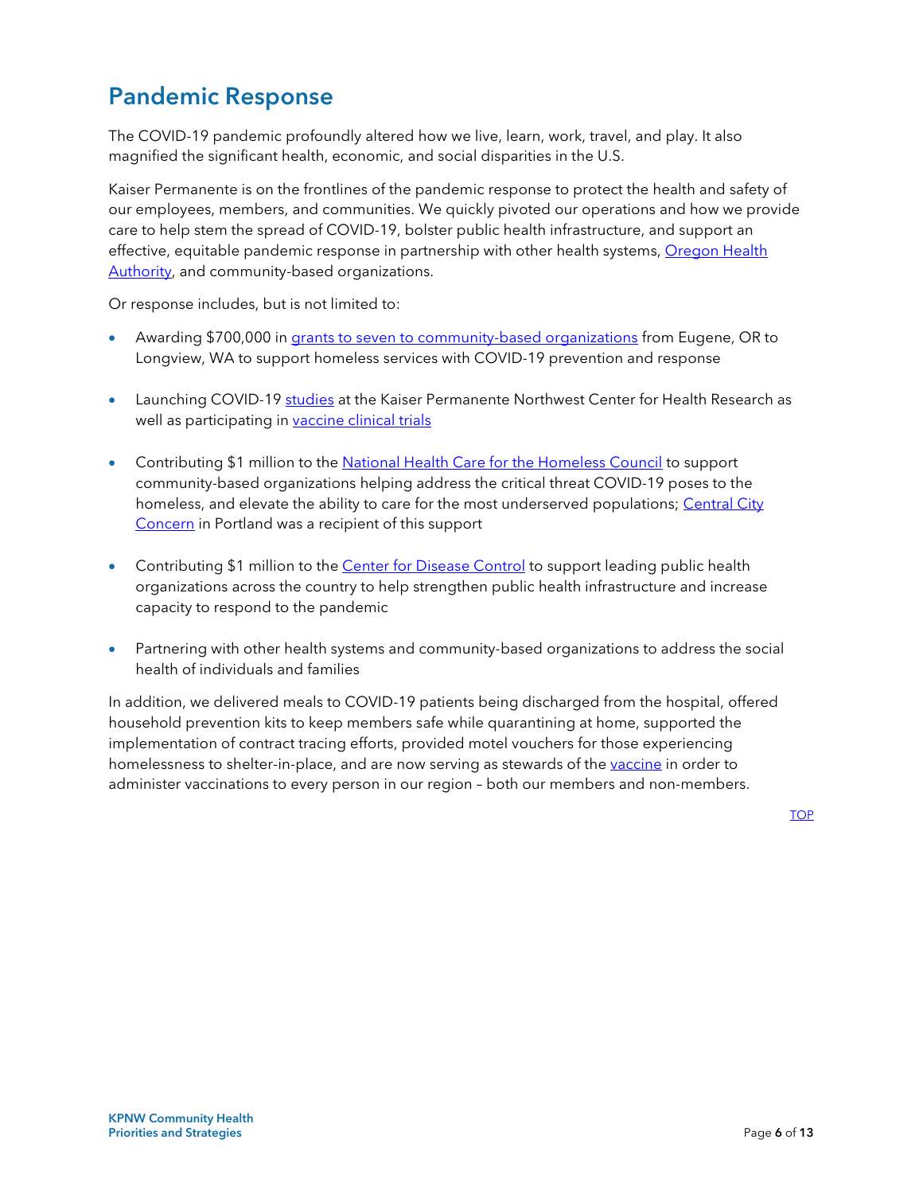## Pandemic Response

The COVID-19 pandemic profoundly altered how we live, learn, work, travel, and play. It also magnified the significant health, economic, and social disparities in the U.S.

Kaiser Permanente is on the frontlines of the pandemic response to protect the health and safety of our employees, members, and communities. We quickly pivoted our operations and how we provide care to help stem the spread of COVID-19, bolster public health infrastructure, and support an effective, equitable pandemic response in partnership with other health systems, Oregon Health Authority, and community-based organizations.

Or response includes, but is not limited to:

- Awarding $700,000 in grants to seven to community-based organizations from Eugene, OR to Longview, WA to support homeless services with COVID-19 prevention and response
- Launching COVID-19 studies at the Kaiser Permanente Northwest Center for Health Research as well as participating in vaccine clinical trials
- Contributing $1 million to the National Health Care for the Homeless Council to support community-based organizations helping address the critical threat COVID-19 poses to the homeless, and elevate the ability to care for the most underserved populations; Central City Concern in Portland was a recipient of this support
- Contributing $1 million to the Center for Disease Control to support leading public health organizations across the country to help strengthen public health infrastructure and increase capacity to respond to the pandemic
- Partnering with other health systems and community-based organizations to address the social health of individuals and families

In addition, we delivered meals to COVID-19 patients being discharged from the hospital, offered household prevention kits to keep members safe while quarantining at home, supported the implementation of contract tracing efforts, provided motel vouchers for those experiencing homelessness to shelter-in-place, and are now serving as stewards of the vaccine in order to administer vaccinations to every person in our region – both our members and non-members.

TOP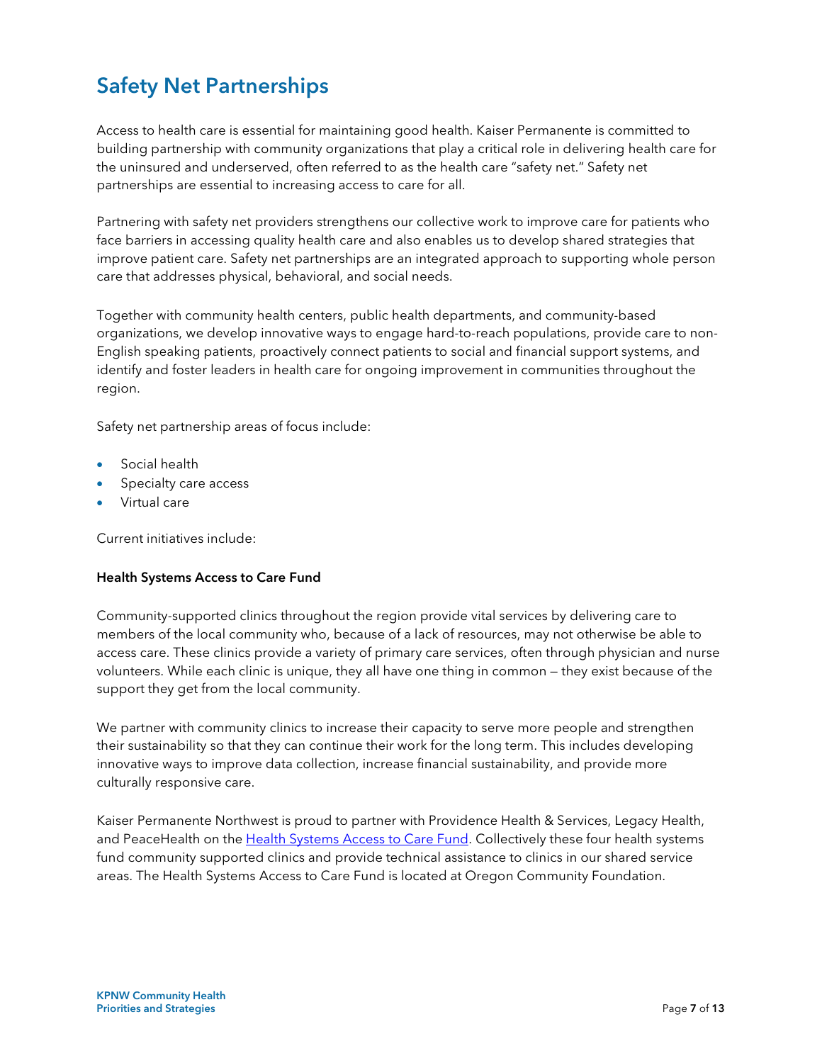## Safety Net Partnerships

Access to health care is essential for maintaining good health. Kaiser Permanente is committed to building partnership with community organizations that play a critical role in delivering health care for the uninsured and underserved, often referred to as the health care "safety net." Safety net partnerships are essential to increasing access to care for all.

Partnering with safety net providers strengthens our collective work to improve care for patients who face barriers in accessing quality health care and also enables us to develop shared strategies that improve patient care. Safety net partnerships are an integrated approach to supporting whole person care that addresses physical, behavioral, and social needs.

Together with community health centers, public health departments, and community-based organizations, we develop innovative ways to engage hard-to-reach populations, provide care to non-English speaking patients, proactively connect patients to social and financial support systems, and identify and foster leaders in health care for ongoing improvement in communities throughout the region.

Safety net partnership areas of focus include:

- Social health
- Specialty care access
- Virtual care

Current initiatives include:

**Health Systems Access to Care Fund**

Community-supported clinics throughout the region provide vital services by delivering care to members of the local community who, because of a lack of resources, may not otherwise be able to access care. These clinics provide a variety of primary care services, often through physician and nurse volunteers. While each clinic is unique, they all have one thing in common — they exist because of the support they get from the local community.

We partner with community clinics to increase their capacity to serve more people and strengthen their sustainability so that they can continue their work for the long term. This includes developing innovative ways to improve data collection, increase financial sustainability, and provide more culturally responsive care.

Kaiser Permanente Northwest is proud to partner with Providence Health & Services, Legacy Health, and PeaceHealth on the Health Systems Access to Care Fund. Collectively these four health systems fund community supported clinics and provide technical assistance to clinics in our shared service areas. The Health Systems Access to Care Fund is located at Oregon Community Foundation.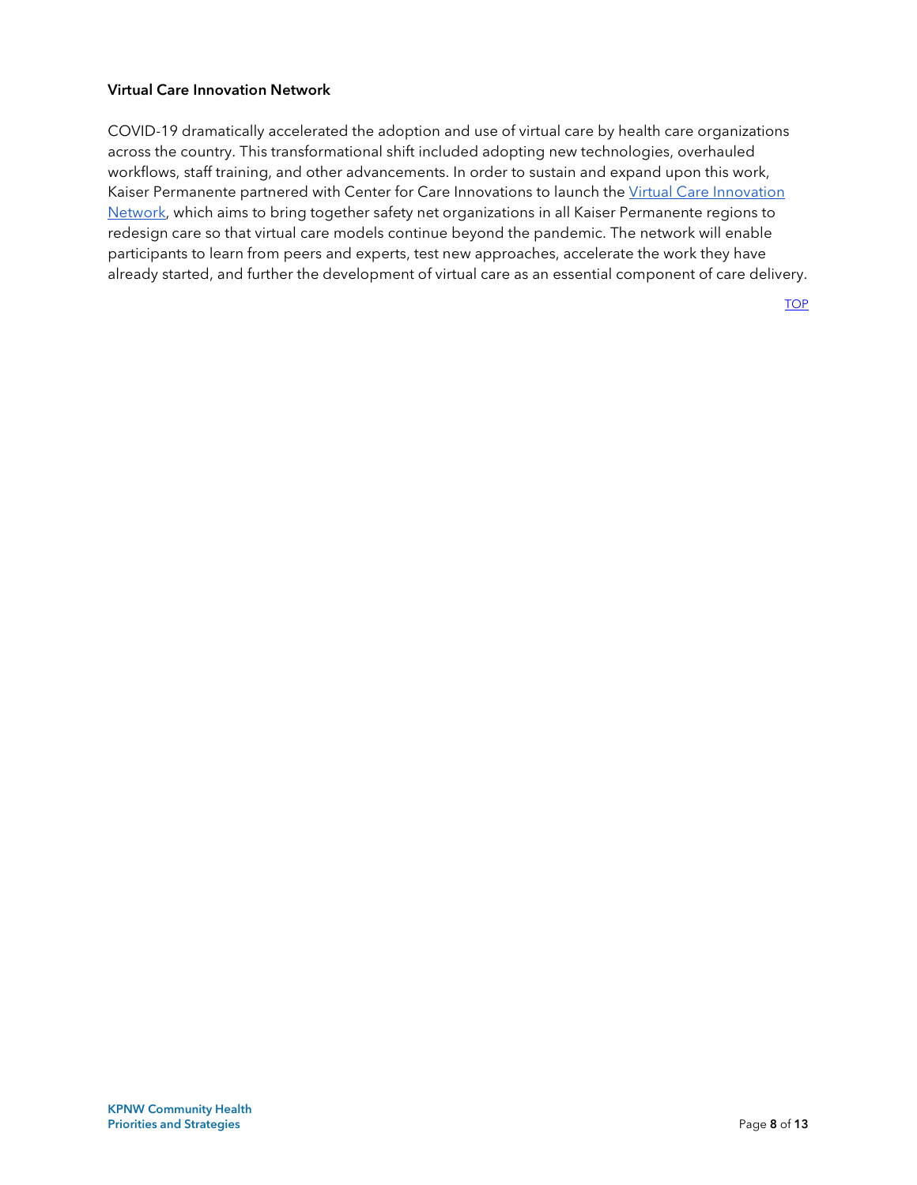### Virtual Care Innovation Network

COVID-19 dramatically accelerated the adoption and use of virtual care by health care organizations across the country. This transformational shift included adopting new technologies, overhauled workflows, staff training, and other advancements. In order to sustain and expand upon this work, Kaiser Permanente partnered with Center for Care Innovations to launch the Virtual Care Innovation Network, which aims to bring together safety net organizations in all Kaiser Permanente regions to redesign care so that virtual care models continue beyond the pandemic. The network will enable participants to learn from peers and experts, test new approaches, accelerate the work they have already started, and further the development of virtual care as an essential component of care delivery.

TOP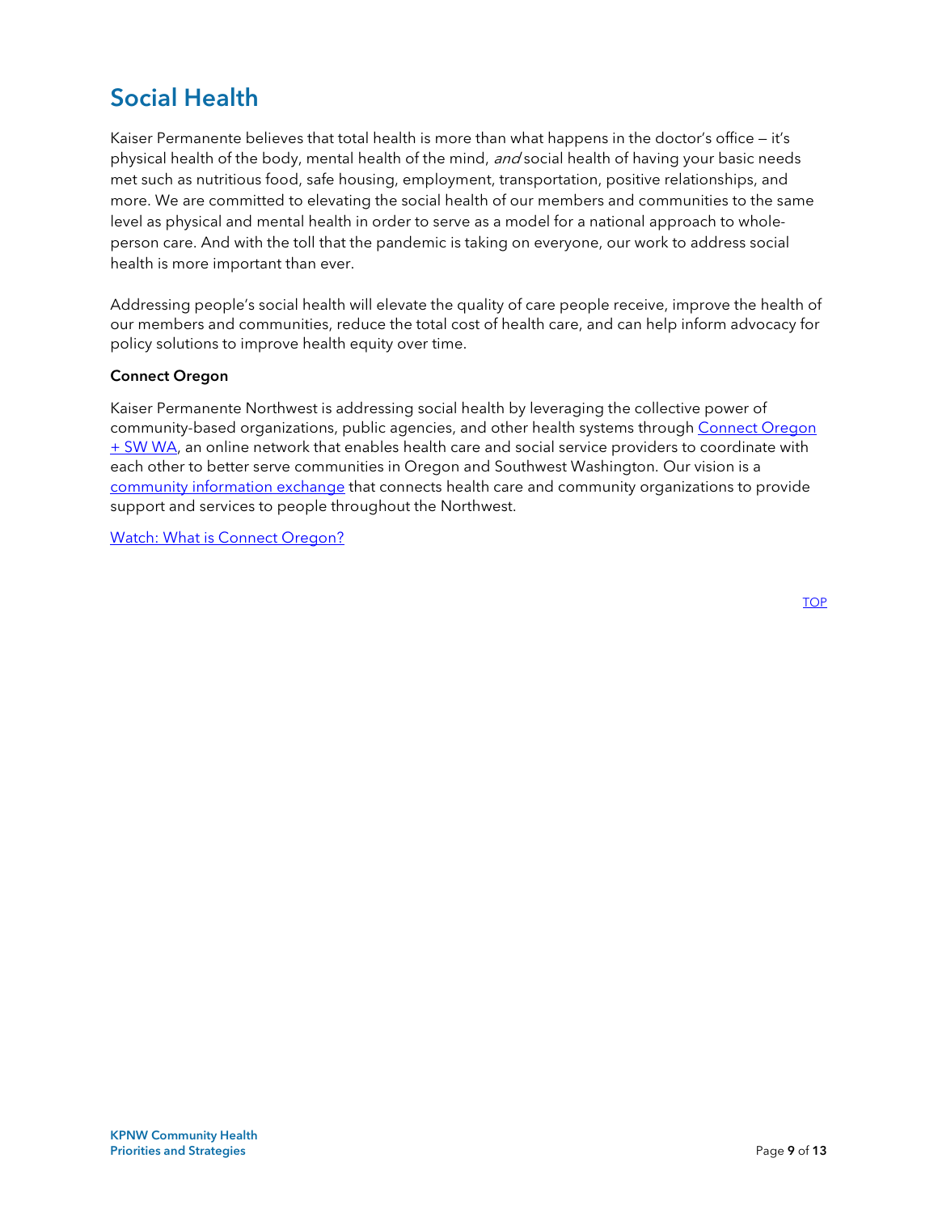## Social Health

Kaiser Permanente believes that total health is more than what happens in the doctor's office — it's physical health of the body, mental health of the mind, *and* social health of having your basic needs met such as nutritious food, safe housing, employment, transportation, positive relationships, and more. We are committed to elevating the social health of our members and communities to the same level as physical and mental health in order to serve as a model for a national approach to whole-person care. And with the toll that the pandemic is taking on everyone, our work to address social health is more important than ever.

Addressing people's social health will elevate the quality of care people receive, improve the health of our members and communities, reduce the total cost of health care, and can help inform advocacy for policy solutions to improve health equity over time.

**Connect Oregon**

Kaiser Permanente Northwest is addressing social health by leveraging the collective power of community-based organizations, public agencies, and other health systems through Connect Oregon + SW WA, an online network that enables health care and social service providers to coordinate with each other to better serve communities in Oregon and Southwest Washington. Our vision is a community information exchange that connects health care and community organizations to provide support and services to people throughout the Northwest.

Watch: What is Connect Oregon?

TOP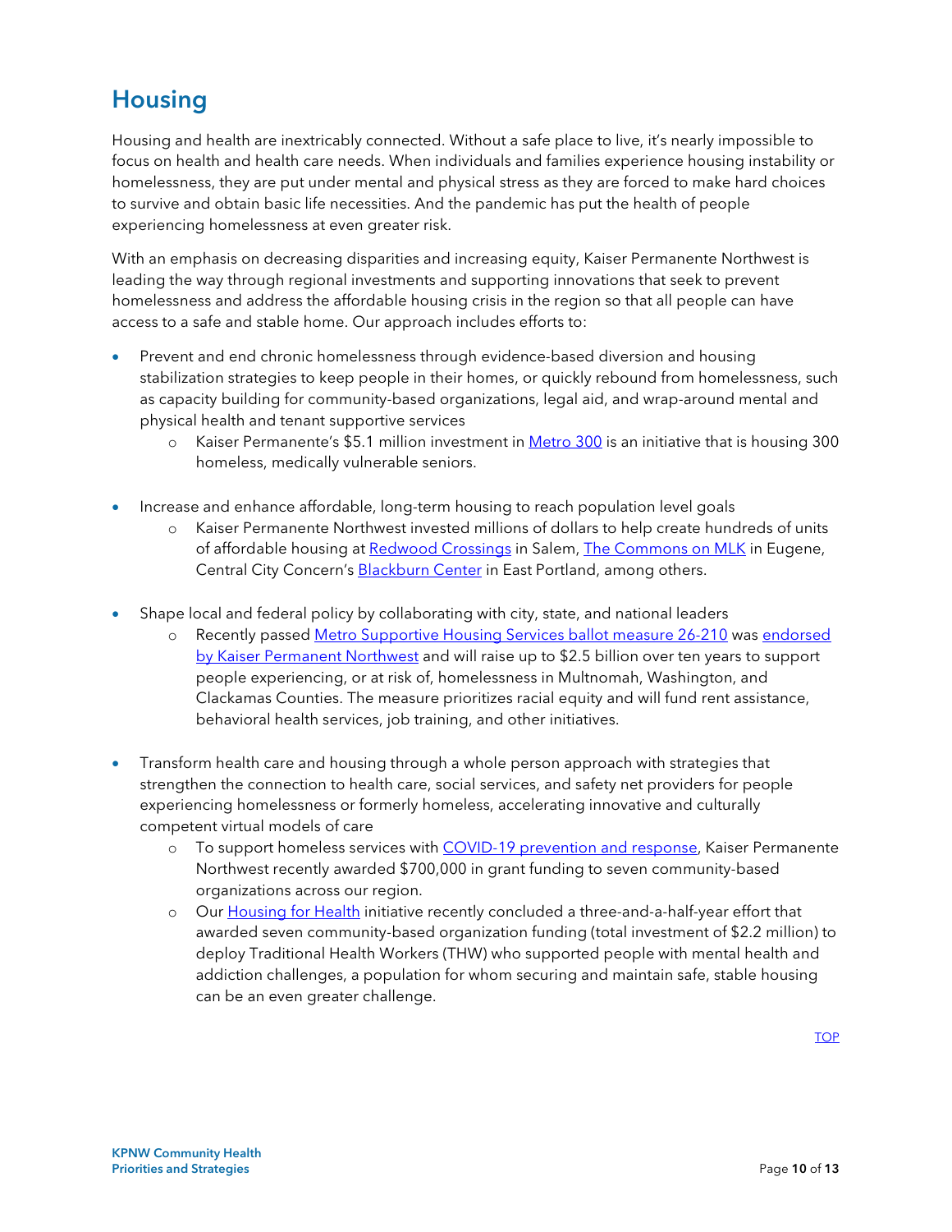## Housing

Housing and health are inextricably connected. Without a safe place to live, it's nearly impossible to focus on health and health care needs. When individuals and families experience housing instability or homelessness, they are put under mental and physical stress as they are forced to make hard choices to survive and obtain basic life necessities. And the pandemic has put the health of people experiencing homelessness at even greater risk.

With an emphasis on decreasing disparities and increasing equity, Kaiser Permanente Northwest is leading the way through regional investments and supporting innovations that seek to prevent homelessness and address the affordable housing crisis in the region so that all people can have access to a safe and stable home. Our approach includes efforts to:

- Prevent and end chronic homelessness through evidence-based diversion and housing stabilization strategies to keep people in their homes, or quickly rebound from homelessness, such as capacity building for community-based organizations, legal aid, and wrap-around mental and physical health and tenant supportive services
    - Kaiser Permanente's $5.1 million investment in Metro 300 is an initiative that is housing 300 homeless, medically vulnerable seniors.
- Increase and enhance affordable, long-term housing to reach population level goals
    - Kaiser Permanente Northwest invested millions of dollars to help create hundreds of units of affordable housing at Redwood Crossings in Salem, The Commons on MLK in Eugene, Central City Concern's Blackburn Center in East Portland, among others.
- Shape local and federal policy by collaborating with city, state, and national leaders
    - Recently passed Metro Supportive Housing Services ballot measure 26-210 was endorsed by Kaiser Permanent Northwest and will raise up to $2.5 billion over ten years to support people experiencing, or at risk of, homelessness in Multnomah, Washington, and Clackamas Counties. The measure prioritizes racial equity and will fund rent assistance, behavioral health services, job training, and other initiatives.
- Transform health care and housing through a whole person approach with strategies that strengthen the connection to health care, social services, and safety net providers for people experiencing homelessness or formerly homeless, accelerating innovative and culturally competent virtual models of care
    - To support homeless services with COVID-19 prevention and response, Kaiser Permanente Northwest recently awarded $700,000 in grant funding to seven community-based organizations across our region.
    - Our Housing for Health initiative recently concluded a three-and-a-half-year effort that awarded seven community-based organization funding (total investment of $2.2 million) to deploy Traditional Health Workers (THW) who supported people with mental health and addiction challenges, a population for whom securing and maintain safe, stable housing can be an even greater challenge.

TOP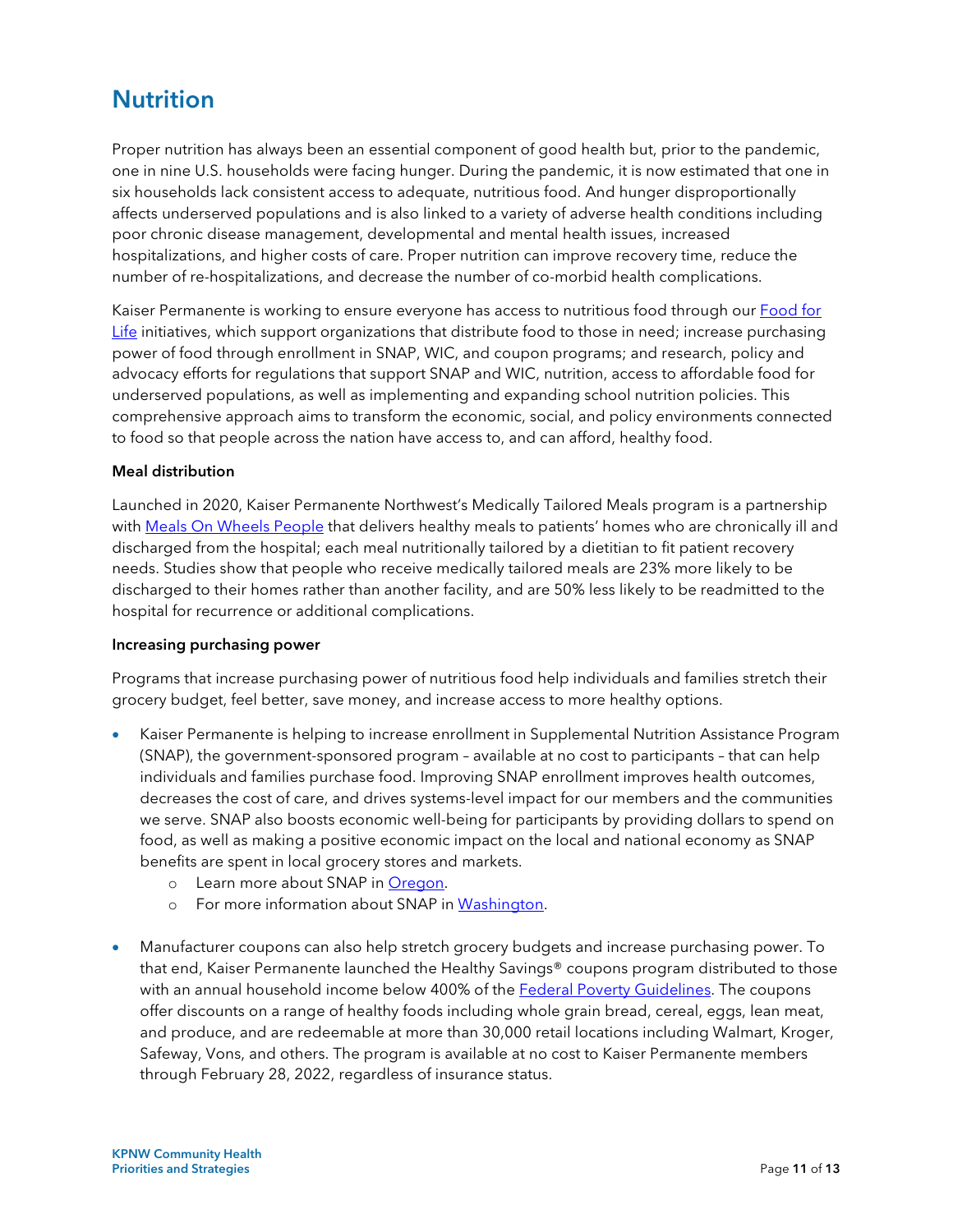## Nutrition

Proper nutrition has always been an essential component of good health but, prior to the pandemic, one in nine U.S. households were facing hunger. During the pandemic, it is now estimated that one in six households lack consistent access to adequate, nutritious food. And hunger disproportionally affects underserved populations and is also linked to a variety of adverse health conditions including poor chronic disease management, developmental and mental health issues, increased hospitalizations, and higher costs of care. Proper nutrition can improve recovery time, reduce the number of re-hospitalizations, and decrease the number of co-morbid health complications.

Kaiser Permanente is working to ensure everyone has access to nutritious food through our Food for Life initiatives, which support organizations that distribute food to those in need; increase purchasing power of food through enrollment in SNAP, WIC, and coupon programs; and research, policy and advocacy efforts for regulations that support SNAP and WIC, nutrition, access to affordable food for underserved populations, as well as implementing and expanding school nutrition policies. This comprehensive approach aims to transform the economic, social, and policy environments connected to food so that people across the nation have access to, and can afford, healthy food.

**Meal distribution**

Launched in 2020, Kaiser Permanente Northwest's Medically Tailored Meals program is a partnership with Meals On Wheels People that delivers healthy meals to patients' homes who are chronically ill and discharged from the hospital; each meal nutritionally tailored by a dietitian to fit patient recovery needs. Studies show that people who receive medically tailored meals are 23% more likely to be discharged to their homes rather than another facility, and are 50% less likely to be readmitted to the hospital for recurrence or additional complications.

**Increasing purchasing power**

Programs that increase purchasing power of nutritious food help individuals and families stretch their grocery budget, feel better, save money, and increase access to more healthy options.

- Kaiser Permanente is helping to increase enrollment in Supplemental Nutrition Assistance Program (SNAP), the government-sponsored program – available at no cost to participants – that can help individuals and families purchase food. Improving SNAP enrollment improves health outcomes, decreases the cost of care, and drives systems-level impact for our members and the communities we serve. SNAP also boosts economic well-being for participants by providing dollars to spend on food, as well as making a positive economic impact on the local and national economy as SNAP benefits are spent in local grocery stores and markets.
    - Learn more about SNAP in Oregon.
    - For more information about SNAP in Washington.

- Manufacturer coupons can also help stretch grocery budgets and increase purchasing power. To that end, Kaiser Permanente launched the Healthy Savings® coupons program distributed to those with an annual household income below 400% of the Federal Poverty Guidelines. The coupons offer discounts on a range of healthy foods including whole grain bread, cereal, eggs, lean meat, and produce, and are redeemable at more than 30,000 retail locations including Walmart, Kroger, Safeway, Vons, and others. The program is available at no cost to Kaiser Permanente members through February 28, 2022, regardless of insurance status.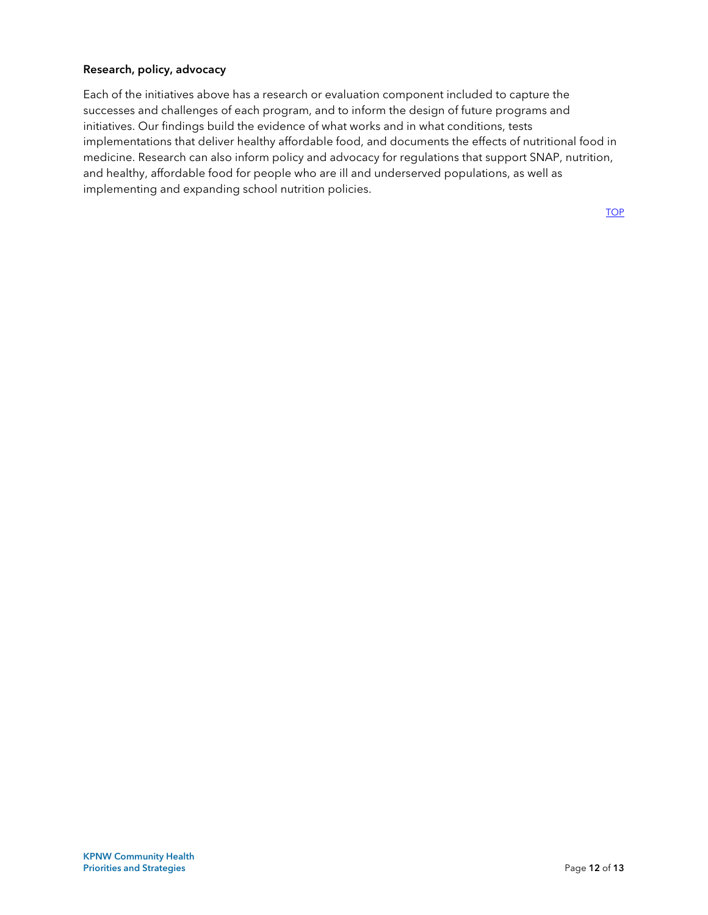### Research, policy, advocacy

Each of the initiatives above has a research or evaluation component included to capture the successes and challenges of each program, and to inform the design of future programs and initiatives. Our findings build the evidence of what works and in what conditions, tests implementations that deliver healthy affordable food, and documents the effects of nutritional food in medicine. Research can also inform policy and advocacy for regulations that support SNAP, nutrition, and healthy, affordable food for people who are ill and underserved populations, as well as implementing and expanding school nutrition policies.

TOP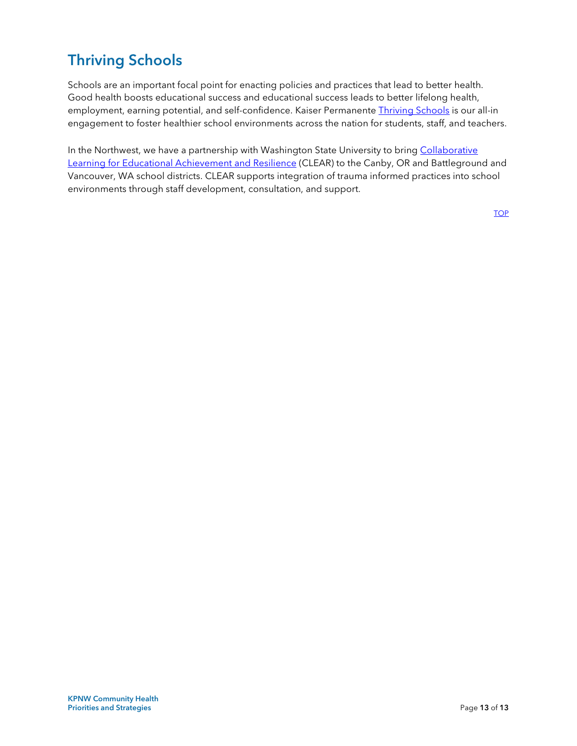## Thriving Schools

Schools are an important focal point for enacting policies and practices that lead to better health. Good health boosts educational success and educational success leads to better lifelong health, employment, earning potential, and self-confidence. Kaiser Permanente Thriving Schools is our all-in engagement to foster healthier school environments across the nation for students, staff, and teachers.

In the Northwest, we have a partnership with Washington State University to bring Collaborative Learning for Educational Achievement and Resilience (CLEAR) to the Canby, OR and Battleground and Vancouver, WA school districts. CLEAR supports integration of trauma informed practices into school environments through staff development, consultation, and support.

TOP